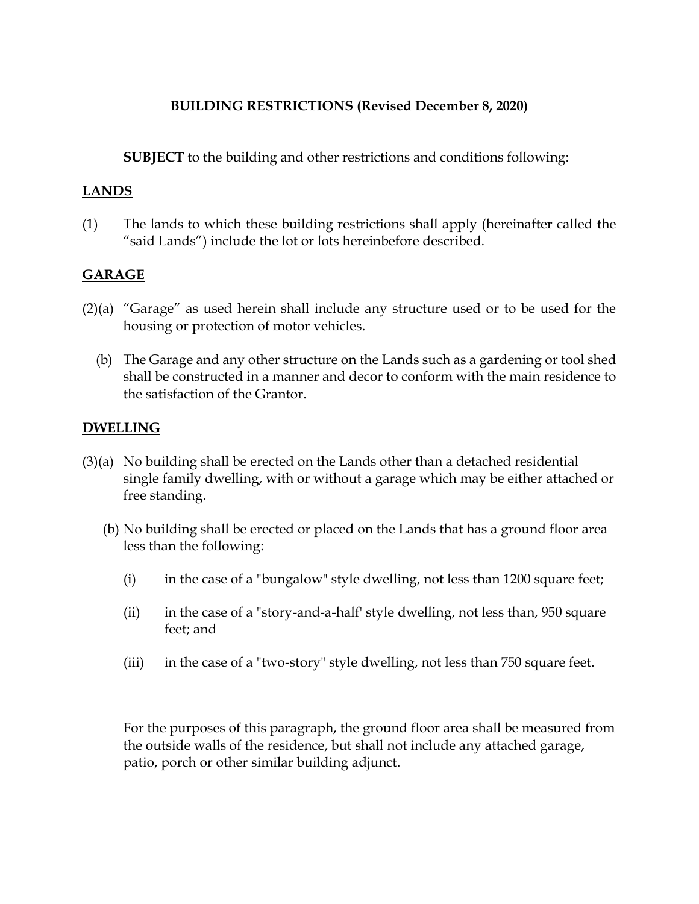# BUILDING RESTRICTIONS (Revised December 8, 2020)

**SUBJECT** to the building and other restrictions and conditions following:

## LANDS

(1) The lands to which these building restrictions shall apply (hereinafter called the "said Lands") include the lot or lots hereinbefore described.

## GARAGE

(2)(a) "Garage" as used herein shall include any structure used or to be used for the housing or protection of motor vehicles.

(b) The Garage and any other structure on the Lands such as a gardening or tool shed shall be constructed in a manner and decor to conform with the main residence to the satisfaction of the Grantor.

## DWELLING

(3)(a) No building shall be erected on the Lands other than a detached residential single family dwelling, with or without a garage which may be either attached or free standing.

(b) No building shall be erected or placed on the Lands that has a ground floor area less than the following:

(i) in the case of a "bungalow" style dwelling, not less than 1200 square feet;

(ii) in the case of a "story-and-a-half' style dwelling, not less than, 950 square feet; and

(iii) in the case of a "two-story" style dwelling, not less than 750 square feet.

For the purposes of this paragraph, the ground floor area shall be measured from the outside walls of the residence, but shall not include any attached garage, patio, porch or other similar building adjunct.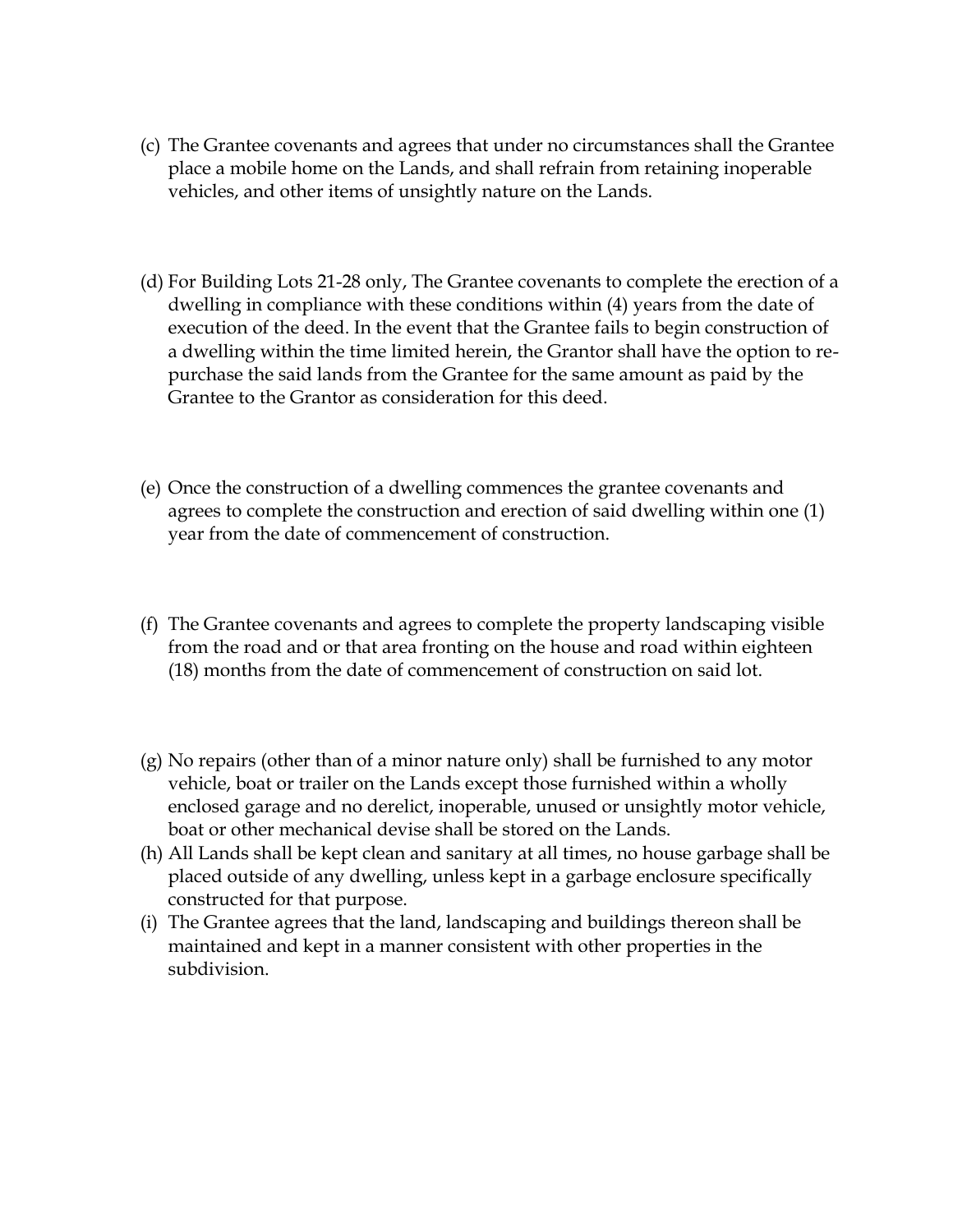(c) The Grantee covenants and agrees that under no circumstances shall the Grantee place a mobile home on the Lands, and shall refrain from retaining inoperable vehicles, and other items of unsightly nature on the Lands.

(d) For Building Lots 21-28 only, The Grantee covenants to complete the erection of a dwelling in compliance with these conditions within (4) years from the date of execution of the deed. In the event that the Grantee fails to begin construction of a dwelling within the time limited herein, the Grantor shall have the option to re-purchase the said lands from the Grantee for the same amount as paid by the Grantee to the Grantor as consideration for this deed.

(e) Once the construction of a dwelling commences the grantee covenants and agrees to complete the construction and erection of said dwelling within one (1) year from the date of commencement of construction.

(f) The Grantee covenants and agrees to complete the property landscaping visible from the road and or that area fronting on the house and road within eighteen (18) months from the date of commencement of construction on said lot.

(g) No repairs (other than of a minor nature only) shall be furnished to any motor vehicle, boat or trailer on the Lands except those furnished within a wholly enclosed garage and no derelict, inoperable, unused or unsightly motor vehicle, boat or other mechanical devise shall be stored on the Lands.

(h) All Lands shall be kept clean and sanitary at all times, no house garbage shall be placed outside of any dwelling, unless kept in a garbage enclosure specifically constructed for that purpose.

(i) The Grantee agrees that the land, landscaping and buildings thereon shall be maintained and kept in a manner consistent with other properties in the subdivision.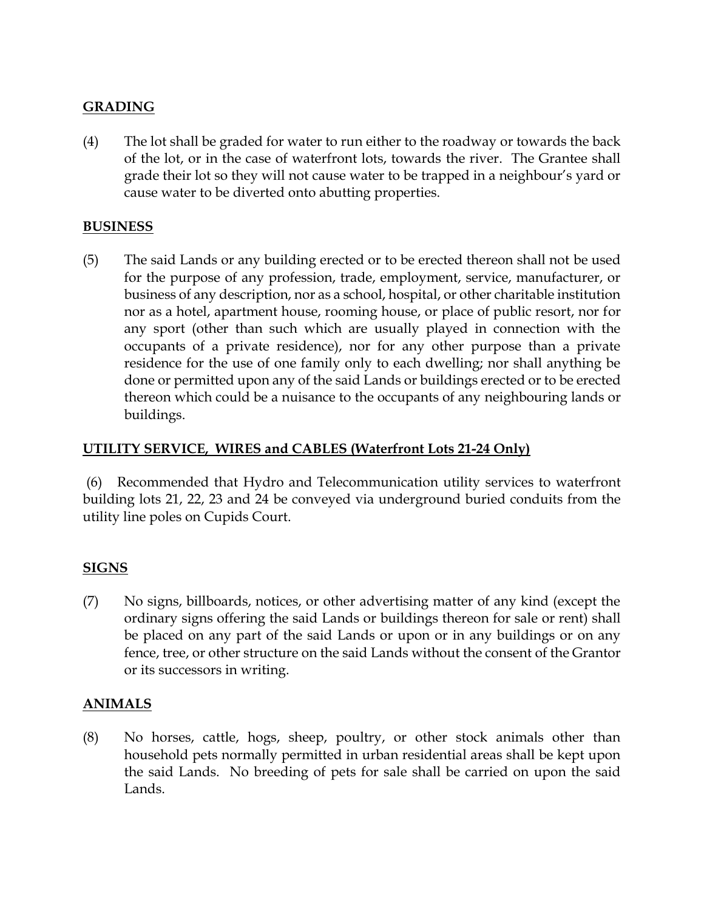**GRADING**

(4) The lot shall be graded for water to run either to the roadway or towards the back of the lot, or in the case of waterfront lots, towards the river. The Grantee shall grade their lot so they will not cause water to be trapped in a neighbour's yard or cause water to be diverted onto abutting properties.

**BUSINESS**

(5) The said Lands or any building erected or to be erected thereon shall not be used for the purpose of any profession, trade, employment, service, manufacturer, or business of any description, nor as a school, hospital, or other charitable institution nor as a hotel, apartment house, rooming house, or place of public resort, nor for any sport (other than such which are usually played in connection with the occupants of a private residence), nor for any other purpose than a private residence for the use of one family only to each dwelling; nor shall anything be done or permitted upon any of the said Lands or buildings erected or to be erected thereon which could be a nuisance to the occupants of any neighbouring lands or buildings.

**UTILITY SERVICE, WIRES and CABLES (Waterfront Lots 21-24 Only)**

(6) Recommended that Hydro and Telecommunication utility services to waterfront building lots 21, 22, 23 and 24 be conveyed via underground buried conduits from the utility line poles on Cupids Court.

**SIGNS**

(7) No signs, billboards, notices, or other advertising matter of any kind (except the ordinary signs offering the said Lands or buildings thereon for sale or rent) shall be placed on any part of the said Lands or upon or in any buildings or on any fence, tree, or other structure on the said Lands without the consent of the Grantor or its successors in writing.

**ANIMALS**

(8) No horses, cattle, hogs, sheep, poultry, or other stock animals other than household pets normally permitted in urban residential areas shall be kept upon the said Lands. No breeding of pets for sale shall be carried on upon the said Lands.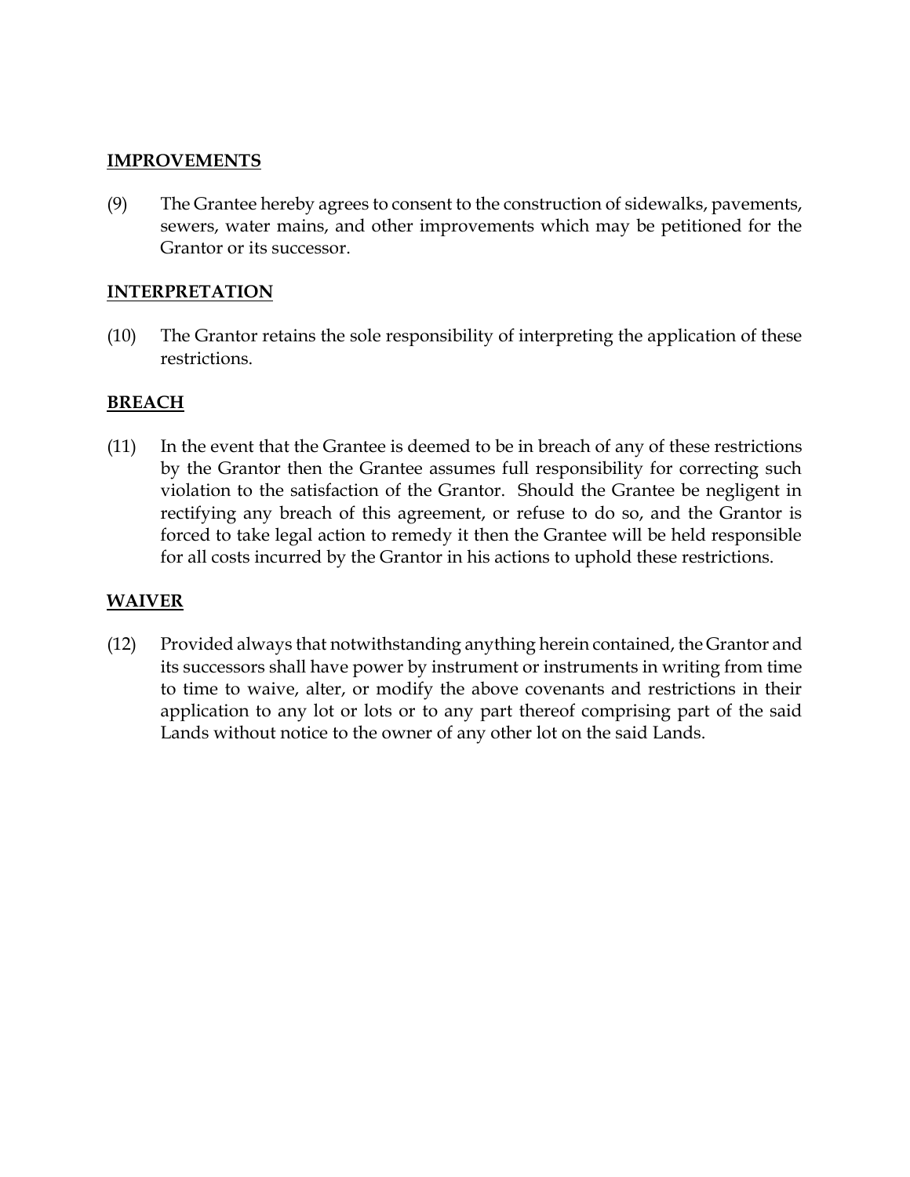**IMPROVEMENTS**

(9) The Grantee hereby agrees to consent to the construction of sidewalks, pavements, sewers, water mains, and other improvements which may be petitioned for the Grantor or its successor.

**INTERPRETATION**

(10) The Grantor retains the sole responsibility of interpreting the application of these restrictions.

**BREACH**

(11) In the event that the Grantee is deemed to be in breach of any of these restrictions by the Grantor then the Grantee assumes full responsibility for correcting such violation to the satisfaction of the Grantor. Should the Grantee be negligent in rectifying any breach of this agreement, or refuse to do so, and the Grantor is forced to take legal action to remedy it then the Grantee will be held responsible for all costs incurred by the Grantor in his actions to uphold these restrictions.

**WAIVER**

(12) Provided always that notwithstanding anything herein contained, the Grantor and its successors shall have power by instrument or instruments in writing from time to time to waive, alter, or modify the above covenants and restrictions in their application to any lot or lots or to any part thereof comprising part of the said Lands without notice to the owner of any other lot on the said Lands.